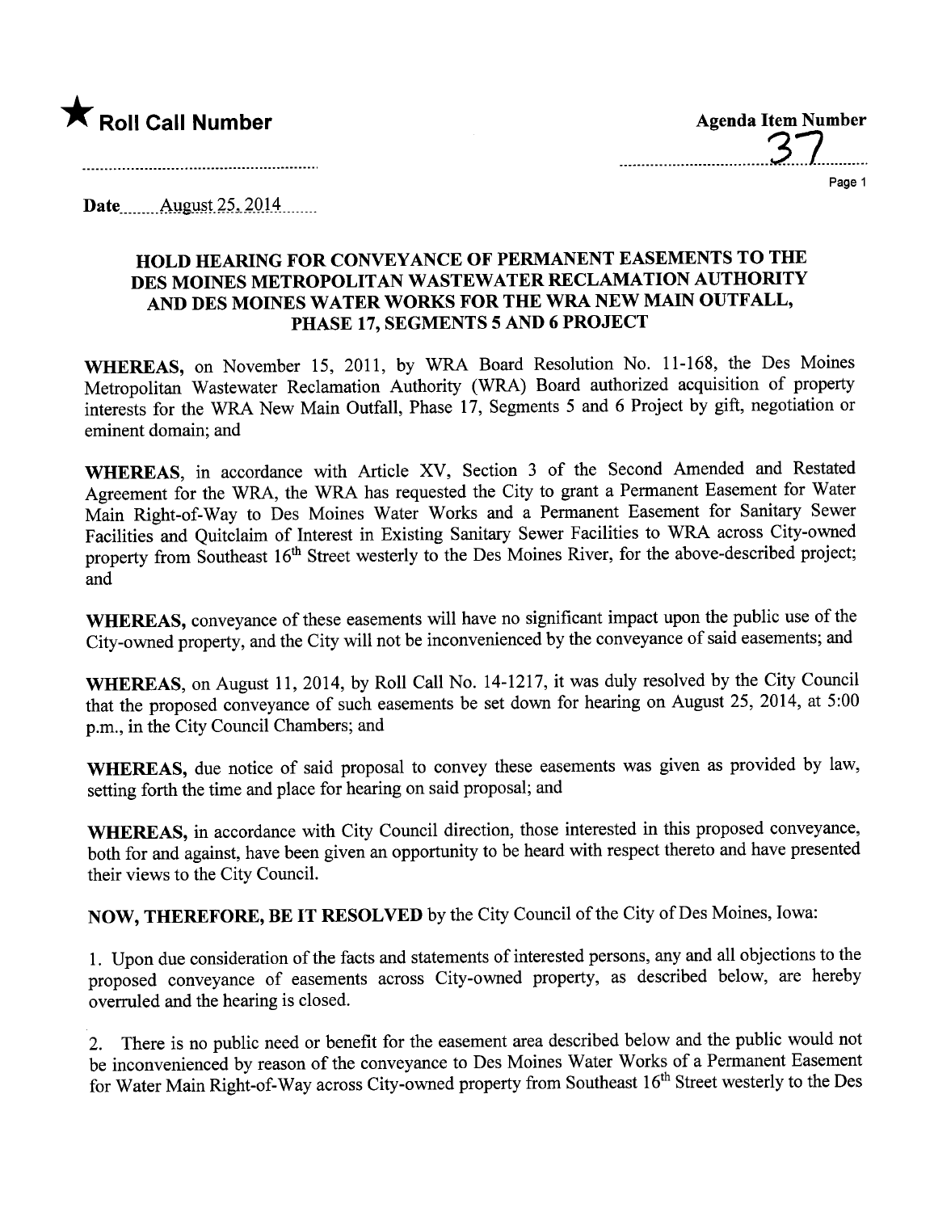★ **Roll Call Number**

**Agenda Item Number**

37

**Date** August 25, 2014

## HOLD HEARING FOR CONVEYANCE OF PERMANENT EASEMENTS TO THE DES MOINES METROPOLITAN WASTEWATER RECLAMATION AUTHORITY AND DES MOINES WATER WORKS FOR THE WRA NEW MAIN OUTFALL, PHASE 17, SEGMENTS 5 AND 6 PROJECT

**WHEREAS,** on November 15, 2011, by WRA Board Resolution No. 11-168, the Des Moines Metropolitan Wastewater Reclamation Authority (WRA) Board authorized acquisition of property interests for the WRA New Main Outfall, Phase 17, Segments 5 and 6 Project by gift, negotiation or eminent domain; and

**WHEREAS,** in accordance with Article XV, Section 3 of the Second Amended and Restated Agreement for the WRA, the WRA has requested the City to grant a Permanent Easement for Water Main Right-of-Way to Des Moines Water Works and a Permanent Easement for Sanitary Sewer Facilities and Quitclaim of Interest in Existing Sanitary Sewer Facilities to WRA across City-owned property from Southeast 16th Street westerly to the Des Moines River, for the above-described project; and

**WHEREAS,** conveyance of these easements will have no significant impact upon the public use of the City-owned property, and the City will not be inconvenienced by the conveyance of said easements; and

**WHEREAS,** on August 11, 2014, by Roll Call No. 14-1217, it was duly resolved by the City Council that the proposed conveyance of such easements be set down for hearing on August 25, 2014, at 5:00 p.m., in the City Council Chambers; and

**WHEREAS,** due notice of said proposal to convey these easements was given as provided by law, setting forth the time and place for hearing on said proposal; and

**WHEREAS,** in accordance with City Council direction, those interested in this proposed conveyance, both for and against, have been given an opportunity to be heard with respect thereto and have presented their views to the City Council.

**NOW, THEREFORE, BE IT RESOLVED** by the City Council of the City of Des Moines, Iowa:

1. Upon due consideration of the facts and statements of interested persons, any and all objections to the proposed conveyance of easements across City-owned property, as described below, are hereby overruled and the hearing is closed.

2. There is no public need or benefit for the easement area described below and the public would not be inconvenienced by reason of the conveyance to Des Moines Water Works of a Permanent Easement for Water Main Right-of-Way across City-owned property from Southeast 16th Street westerly to the Des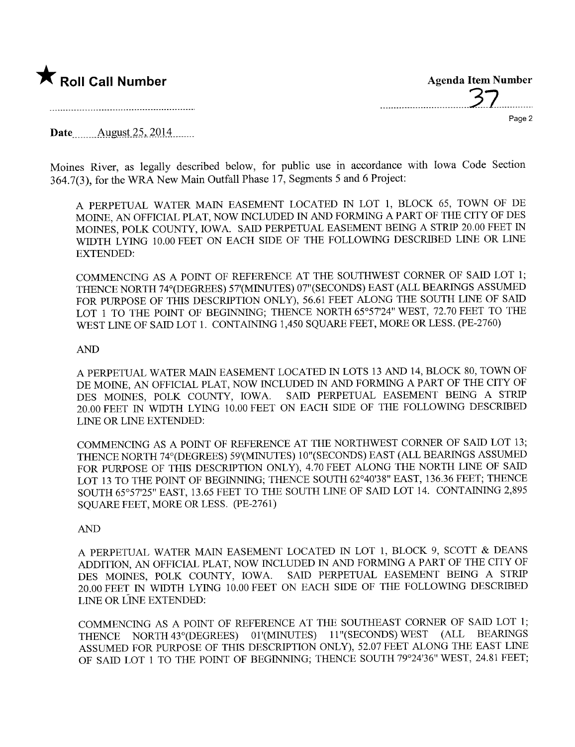Moines River, as legally described below, for public use in accordance with Iowa Code Section 364.7(3), for the WRA New Main Outfall Phase 17, Segments 5 and 6 Project:

A PERPETUAL WATER MAIN EASEMENT LOCATED IN LOT 1, BLOCK 65, TOWN OF DE MOINE, AN OFFICIAL PLAT, NOW INCLUDED IN AND FORMING A PART OF THE CITY OF DES MOINES, POLK COUNTY, IOWA. SAID PERPETUAL EASEMENT BEING A STRIP 20.00 FEET IN WIDTH LYING 10.00 FEET ON EACH SIDE OF THE FOLLOWING DESCRIBED LINE OR LINE EXTENDED:

COMMENCING AS A POINT OF REFERENCE AT THE SOUTHWEST CORNER OF SAID LOT 1; THENCE NORTH 74°(DEGREES) 57'(MINUTES) 07"(SECONDS) EAST (ALL BEARINGS ASSUMED FOR PURPOSE OF THIS DESCRIPTION ONLY), 56.61 FEET ALONG THE SOUTH LINE OF SAID LOT 1 TO THE POINT OF BEGINNING; THENCE NORTH 65°57'24" WEST, 72.70 FEET TO THE WEST LINE OF SAID LOT 1. CONTAINING 1,450 SQUARE FEET, MORE OR LESS. (PE-2760)

AND

A PERPETUAL WATER MAIN EASEMENT LOCATED IN LOTS 13 AND 14, BLOCK 80, TOWN OF DE MOINE, AN OFFICIAL PLAT, NOW INCLUDED IN AND FORMING A PART OF THE CITY OF DES MOINES, POLK COUNTY, IOWA. SAID PERPETUAL EASEMENT BEING A STRIP 20.00 FEET IN WIDTH LYING 10.00 FEET ON EACH SIDE OF THE FOLLOWING DESCRIBED LINE OR LINE EXTENDED:

COMMENCING AS A POINT OF REFERENCE AT THE NORTHWEST CORNER OF SAID LOT 13; THENCE NORTH 74°(DEGREES) 59'(MINUTES) 10"(SECONDS) EAST (ALL BEARINGS ASSUMED FOR PURPOSE OF THIS DESCRIPTION ONLY), 4.70 FEET ALONG THE NORTH LINE OF SAID LOT 13 TO THE POINT OF BEGINNING; THENCE SOUTH 62°40'38" EAST, 136.36 FEET; THENCE SOUTH 65°57'25" EAST, 13.65 FEET TO THE SOUTH LINE OF SAID LOT 14. CONTAINING 2,895 SQUARE FEET, MORE OR LESS. (PE-2761)

AND

A PERPETUAL WATER MAIN EASEMENT LOCATED IN LOT 1, BLOCK 9, SCOTT & DEANS ADDITION, AN OFFICIAL PLAT, NOW INCLUDED IN AND FORMING A PART OF THE CITY OF DES MOINES, POLK COUNTY, IOWA. SAID PERPETUAL EASEMENT BEING A STRIP 20.00 FEET IN WIDTH LYING 10.00 FEET ON EACH SIDE OF THE FOLLOWING DESCRIBED LINE OR LINE EXTENDED:

COMMENCING AS A POINT OF REFERENCE AT THE SOUTHEAST CORNER OF SAID LOT 1; THENCE NORTH 43°(DEGREES) 01'(MINUTES) 11"(SECONDS) WEST (ALL BEARINGS ASSUMED FOR PURPOSE OF THIS DESCRIPTION ONLY), 52.07 FEET ALONG THE EAST LINE OF SAID LOT 1 TO THE POINT OF BEGINNING; THENCE SOUTH 79°24'36" WEST, 24.81 FEET;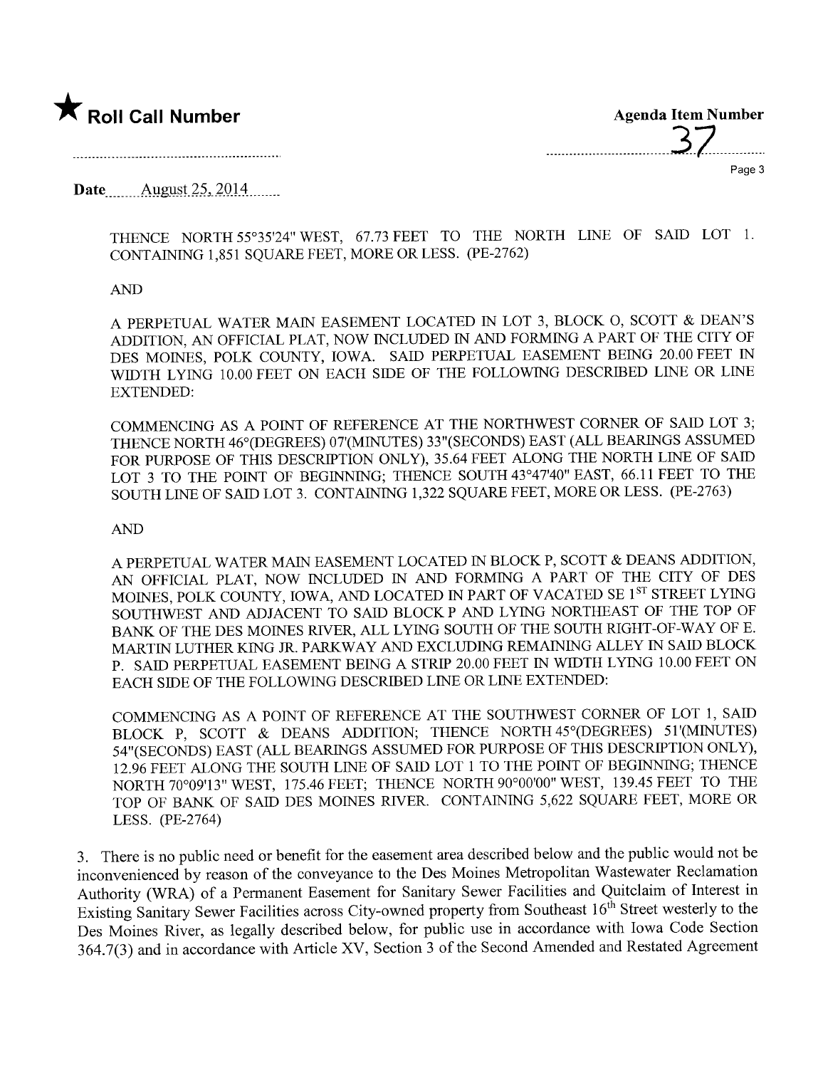THENCE NORTH 55°35'24" WEST, 67.73 FEET TO THE NORTH LINE OF SAID LOT 1. CONTAINING 1,851 SQUARE FEET, MORE OR LESS. (PE-2762)

AND

A PERPETUAL WATER MAIN EASEMENT LOCATED IN LOT 3, BLOCK O, SCOTT & DEAN'S ADDITION, AN OFFICIAL PLAT, NOW INCLUDED IN AND FORMING A PART OF THE CITY OF DES MOINES, POLK COUNTY, IOWA. SAID PERPETUAL EASEMENT BEING 20.00 FEET IN WIDTH LYING 10.00 FEET ON EACH SIDE OF THE FOLLOWING DESCRIBED LINE OR LINE EXTENDED:

COMMENCING AS A POINT OF REFERENCE AT THE NORTHWEST CORNER OF SAID LOT 3; THENCE NORTH 46°(DEGREES) 07'(MINUTES) 33"(SECONDS) EAST (ALL BEARINGS ASSUMED FOR PURPOSE OF THIS DESCRIPTION ONLY), 35.64 FEET ALONG THE NORTH LINE OF SAID LOT 3 TO THE POINT OF BEGINNING; THENCE SOUTH 43°47'40" EAST, 66.11 FEET TO THE SOUTH LINE OF SAID LOT 3. CONTAINING 1,322 SQUARE FEET, MORE OR LESS. (PE-2763)

AND

A PERPETUAL WATER MAIN EASEMENT LOCATED IN BLOCK P, SCOTT & DEANS ADDITION, AN OFFICIAL PLAT, NOW INCLUDED IN AND FORMING A PART OF THE CITY OF DES MOINES, POLK COUNTY, IOWA, AND LOCATED IN PART OF VACATED SE 1ST STREET LYING SOUTHWEST AND ADJACENT TO SAID BLOCK P AND LYING NORTHEAST OF THE TOP OF BANK OF THE DES MOINES RIVER, ALL LYING SOUTH OF THE SOUTH RIGHT-OF-WAY OF E. MARTIN LUTHER KING JR. PARKWAY AND EXCLUDING REMAINING ALLEY IN SAID BLOCK P. SAID PERPETUAL EASEMENT BEING A STRIP 20.00 FEET IN WIDTH LYING 10.00 FEET ON EACH SIDE OF THE FOLLOWING DESCRIBED LINE OR LINE EXTENDED:

COMMENCING AS A POINT OF REFERENCE AT THE SOUTHWEST CORNER OF LOT 1, SAID BLOCK P, SCOTT & DEANS ADDITION; THENCE NORTH 45°(DEGREES) 51'(MINUTES) 54"(SECONDS) EAST (ALL BEARINGS ASSUMED FOR PURPOSE OF THIS DESCRIPTION ONLY), 12.96 FEET ALONG THE SOUTH LINE OF SAID LOT 1 TO THE POINT OF BEGINNING; THENCE NORTH 70°09'13" WEST, 175.46 FEET; THENCE NORTH 90°00'00" WEST, 139.45 FEET TO THE TOP OF BANK OF SAID DES MOINES RIVER. CONTAINING 5,622 SQUARE FEET, MORE OR LESS. (PE-2764)

3. There is no public need or benefit for the easement area described below and the public would not be inconvenienced by reason of the conveyance to the Des Moines Metropolitan Wastewater Reclamation Authority (WRA) of a Permanent Easement for Sanitary Sewer Facilities and Quitclaim of Interest in Existing Sanitary Sewer Facilities across City-owned property from Southeast 16th Street westerly to the Des Moines River, as legally described below, for public use in accordance with Iowa Code Section 364.7(3) and in accordance with Article XV, Section 3 of the Second Amended and Restated Agreement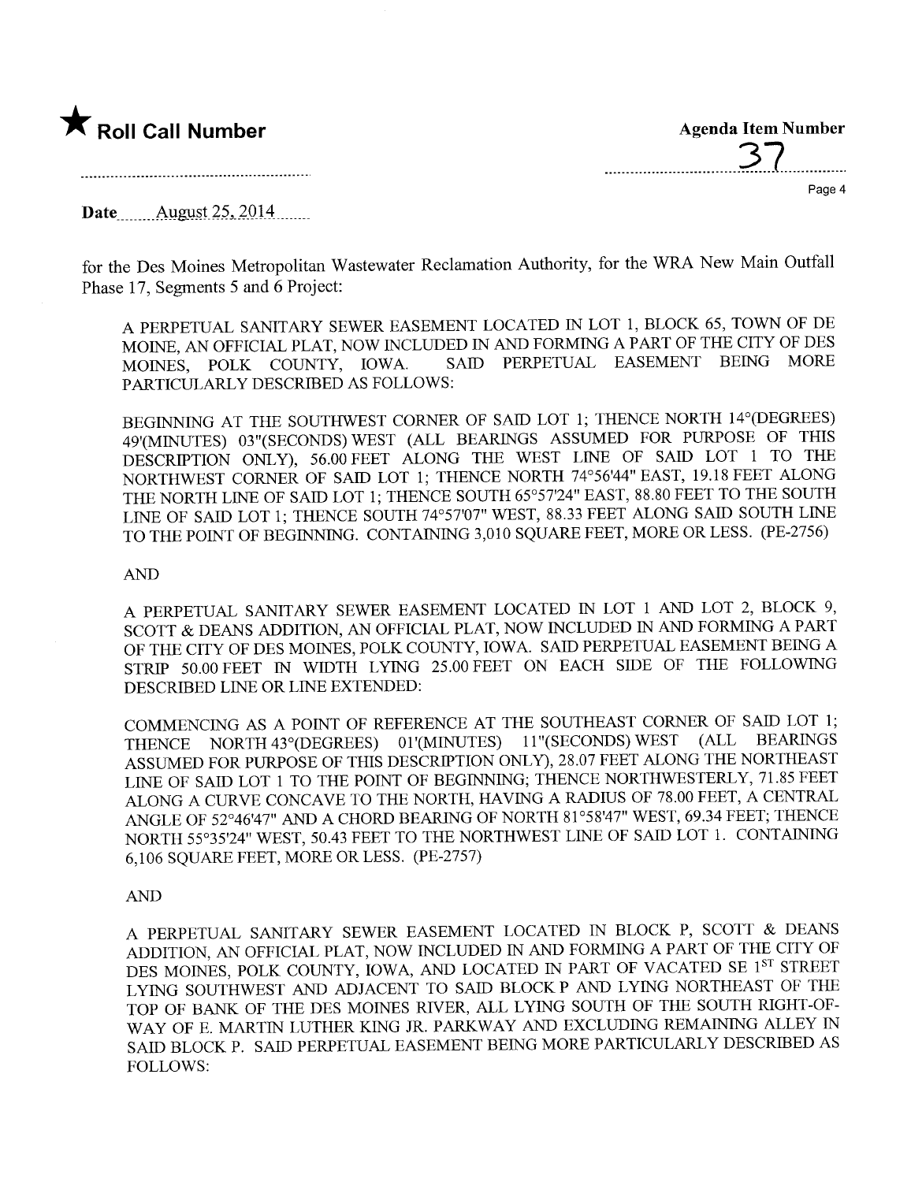for the Des Moines Metropolitan Wastewater Reclamation Authority, for the WRA New Main Outfall Phase 17, Segments 5 and 6 Project:

A PERPETUAL SANITARY SEWER EASEMENT LOCATED IN LOT 1, BLOCK 65, TOWN OF DE MOINE, AN OFFICIAL PLAT, NOW INCLUDED IN AND FORMING A PART OF THE CITY OF DES MOINES, POLK COUNTY, IOWA. SAID PERPETUAL EASEMENT BEING MORE PARTICULARLY DESCRIBED AS FOLLOWS:

BEGINNING AT THE SOUTHWEST CORNER OF SAID LOT 1; THENCE NORTH 14°(DEGREES) 49'(MINUTES) 03"(SECONDS) WEST (ALL BEARINGS ASSUMED FOR PURPOSE OF THIS DESCRIPTION ONLY), 56.00 FEET ALONG THE WEST LINE OF SAID LOT 1 TO THE NORTHWEST CORNER OF SAID LOT 1; THENCE NORTH 74°56'44" EAST, 19.18 FEET ALONG THE NORTH LINE OF SAID LOT 1; THENCE SOUTH 65°57'24" EAST, 88.80 FEET TO THE SOUTH LINE OF SAID LOT 1; THENCE SOUTH 74°57'07" WEST, 88.33 FEET ALONG SAID SOUTH LINE TO THE POINT OF BEGINNING. CONTAINING 3,010 SQUARE FEET, MORE OR LESS. (PE-2756)

AND

A PERPETUAL SANITARY SEWER EASEMENT LOCATED IN LOT 1 AND LOT 2, BLOCK 9, SCOTT & DEANS ADDITION, AN OFFICIAL PLAT, NOW INCLUDED IN AND FORMING A PART OF THE CITY OF DES MOINES, POLK COUNTY, IOWA. SAID PERPETUAL EASEMENT BEING A STRIP 50.00 FEET IN WIDTH LYING 25.00 FEET ON EACH SIDE OF THE FOLLOWING DESCRIBED LINE OR LINE EXTENDED:

COMMENCING AS A POINT OF REFERENCE AT THE SOUTHEAST CORNER OF SAID LOT 1; THENCE NORTH 43°(DEGREES) 01'(MINUTES) 11"(SECONDS) WEST (ALL BEARINGS ASSUMED FOR PURPOSE OF THIS DESCRIPTION ONLY), 28.07 FEET ALONG THE NORTHEAST LINE OF SAID LOT 1 TO THE POINT OF BEGINNING; THENCE NORTHWESTERLY, 71.85 FEET ALONG A CURVE CONCAVE TO THE NORTH, HAVING A RADIUS OF 78.00 FEET, A CENTRAL ANGLE OF 52°46'47" AND A CHORD BEARING OF NORTH 81°58'47" WEST, 69.34 FEET; THENCE NORTH 55°35'24" WEST, 50.43 FEET TO THE NORTHWEST LINE OF SAID LOT 1. CONTAINING 6,106 SQUARE FEET, MORE OR LESS. (PE-2757)

AND

A PERPETUAL SANITARY SEWER EASEMENT LOCATED IN BLOCK P, SCOTT & DEANS ADDITION, AN OFFICIAL PLAT, NOW INCLUDED IN AND FORMING A PART OF THE CITY OF DES MOINES, POLK COUNTY, IOWA, AND LOCATED IN PART OF VACATED SE 1ST STREET LYING SOUTHWEST AND ADJACENT TO SAID BLOCK P AND LYING NORTHEAST OF THE TOP OF BANK OF THE DES MOINES RIVER, ALL LYING SOUTH OF THE SOUTH RIGHT-OF-WAY OF E. MARTIN LUTHER KING JR. PARKWAY AND EXCLUDING REMAINING ALLEY IN SAID BLOCK P. SAID PERPETUAL EASEMENT BEING MORE PARTICULARLY DESCRIBED AS FOLLOWS: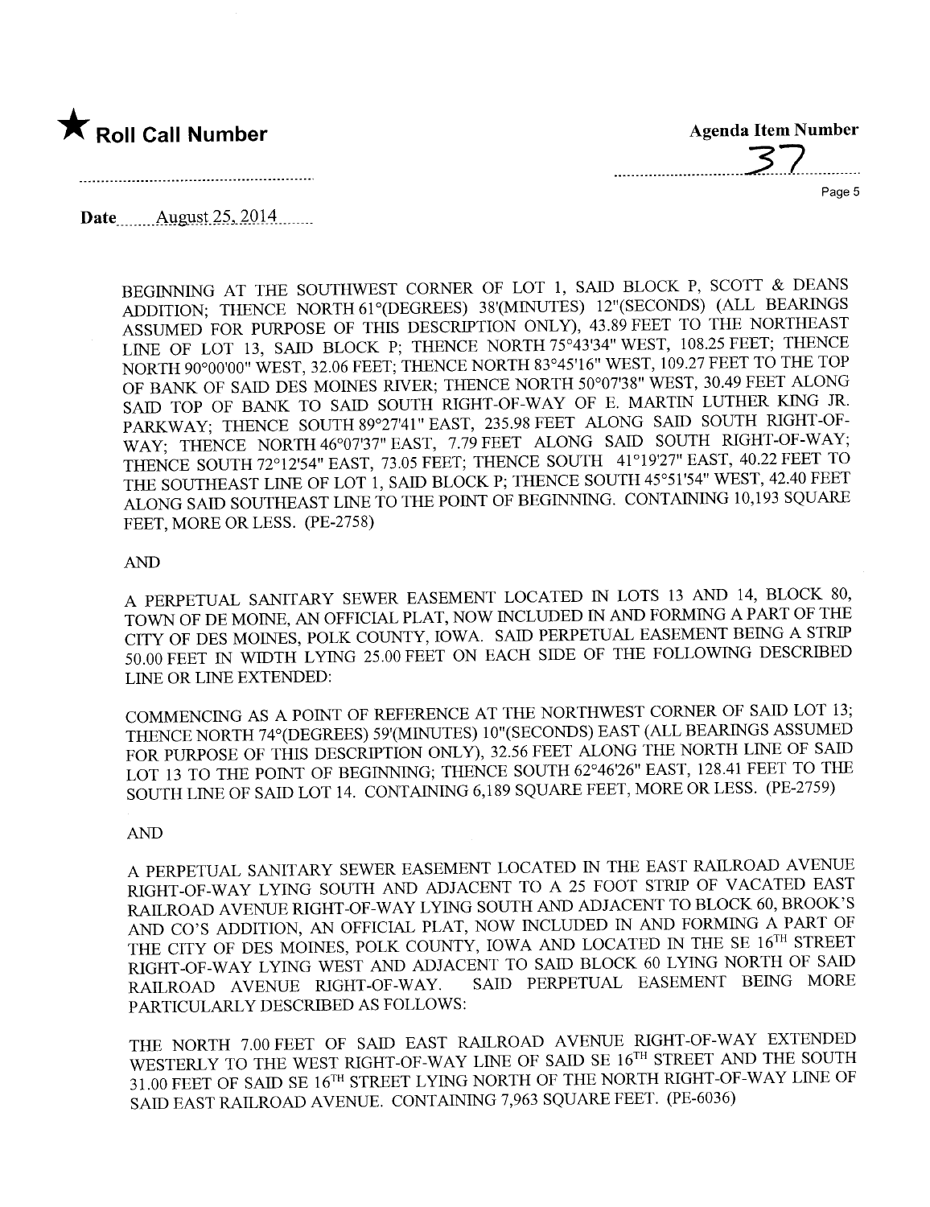★ **Roll Call Number**

**Agenda Item Number** 37

**Date** August 25, 2014

BEGINNING AT THE SOUTHWEST CORNER OF LOT 1, SAID BLOCK P, SCOTT & DEANS ADDITION; THENCE NORTH 61°(DEGREES) 38'(MINUTES) 12"(SECONDS) (ALL BEARINGS ASSUMED FOR PURPOSE OF THIS DESCRIPTION ONLY), 43.89 FEET TO THE NORTHEAST LINE OF LOT 13, SAID BLOCK P; THENCE NORTH 75°43'34" WEST, 108.25 FEET; THENCE NORTH 90°00'00" WEST, 32.06 FEET; THENCE NORTH 83°45'16" WEST, 109.27 FEET TO THE TOP OF BANK OF SAID DES MOINES RIVER; THENCE NORTH 50°07'38" WEST, 30.49 FEET ALONG SAID TOP OF BANK TO SAID SOUTH RIGHT-OF-WAY OF E. MARTIN LUTHER KING JR. PARKWAY; THENCE SOUTH 89°27'41" EAST, 235.98 FEET ALONG SAID SOUTH RIGHT-OF-WAY; THENCE NORTH 46°07'37" EAST, 7.79 FEET ALONG SAID SOUTH RIGHT-OF-WAY; THENCE SOUTH 72°12'54" EAST, 73.05 FEET; THENCE SOUTH 41°19'27" EAST, 40.22 FEET TO THE SOUTHEAST LINE OF LOT 1, SAID BLOCK P; THENCE SOUTH 45°51'54" WEST, 42.40 FEET ALONG SAID SOUTHEAST LINE TO THE POINT OF BEGINNING. CONTAINING 10,193 SQUARE FEET, MORE OR LESS. (PE-2758)

AND

A PERPETUAL SANITARY SEWER EASEMENT LOCATED IN LOTS 13 AND 14, BLOCK 80, TOWN OF DE MOINE, AN OFFICIAL PLAT, NOW INCLUDED IN AND FORMING A PART OF THE CITY OF DES MOINES, POLK COUNTY, IOWA. SAID PERPETUAL EASEMENT BEING A STRIP 50.00 FEET IN WIDTH LYING 25.00 FEET ON EACH SIDE OF THE FOLLOWING DESCRIBED LINE OR LINE EXTENDED:

COMMENCING AS A POINT OF REFERENCE AT THE NORTHWEST CORNER OF SAID LOT 13; THENCE NORTH 74°(DEGREES) 59'(MINUTES) 10"(SECONDS) EAST (ALL BEARINGS ASSUMED FOR PURPOSE OF THIS DESCRIPTION ONLY), 32.56 FEET ALONG THE NORTH LINE OF SAID LOT 13 TO THE POINT OF BEGINNING; THENCE SOUTH 62°46'26" EAST, 128.41 FEET TO THE SOUTH LINE OF SAID LOT 14. CONTAINING 6,189 SQUARE FEET, MORE OR LESS. (PE-2759)

AND

A PERPETUAL SANITARY SEWER EASEMENT LOCATED IN THE EAST RAILROAD AVENUE RIGHT-OF-WAY LYING SOUTH AND ADJACENT TO A 25 FOOT STRIP OF VACATED EAST RAILROAD AVENUE RIGHT-OF-WAY LYING SOUTH AND ADJACENT TO BLOCK 60, BROOK'S AND CO'S ADDITION, AN OFFICIAL PLAT, NOW INCLUDED IN AND FORMING A PART OF THE CITY OF DES MOINES, POLK COUNTY, IOWA AND LOCATED IN THE SE 16TH STREET RIGHT-OF-WAY LYING WEST AND ADJACENT TO SAID BLOCK 60 LYING NORTH OF SAID RAILROAD AVENUE RIGHT-OF-WAY. SAID PERPETUAL EASEMENT BEING MORE PARTICULARLY DESCRIBED AS FOLLOWS:

THE NORTH 7.00 FEET OF SAID EAST RAILROAD AVENUE RIGHT-OF-WAY EXTENDED WESTERLY TO THE WEST RIGHT-OF-WAY LINE OF SAID SE 16TH STREET AND THE SOUTH 31.00 FEET OF SAID SE 16TH STREET LYING NORTH OF THE NORTH RIGHT-OF-WAY LINE OF SAID EAST RAILROAD AVENUE. CONTAINING 7,963 SQUARE FEET. (PE-6036)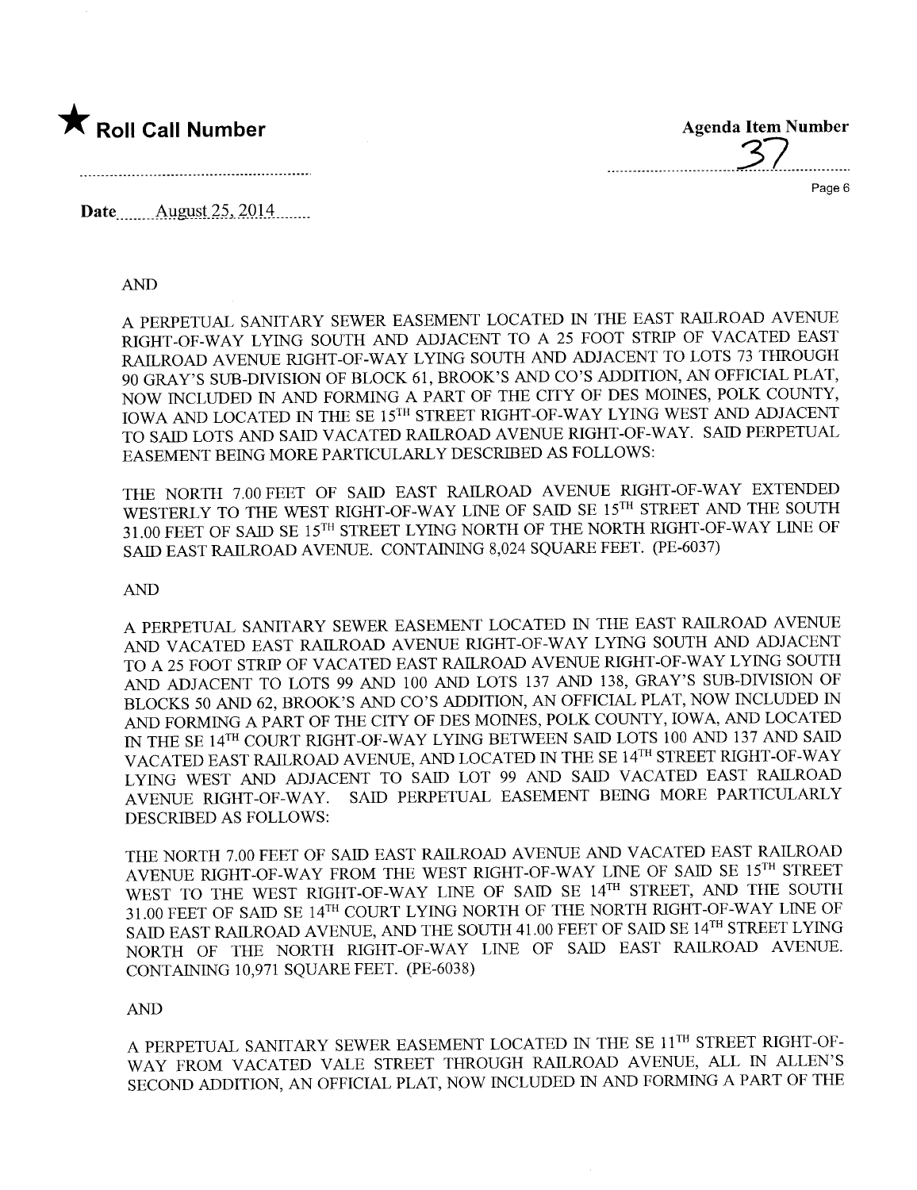★ **Roll Call Number**

**Agenda Item Number** 37

**Date** August 25, 2014

AND

A PERPETUAL SANITARY SEWER EASEMENT LOCATED IN THE EAST RAILROAD AVENUE RIGHT-OF-WAY LYING SOUTH AND ADJACENT TO A 25 FOOT STRIP OF VACATED EAST RAILROAD AVENUE RIGHT-OF-WAY LYING SOUTH AND ADJACENT TO LOTS 73 THROUGH 90 GRAY'S SUB-DIVISION OF BLOCK 61, BROOK'S AND CO'S ADDITION, AN OFFICIAL PLAT, NOW INCLUDED IN AND FORMING A PART OF THE CITY OF DES MOINES, POLK COUNTY, IOWA AND LOCATED IN THE SE 15TH STREET RIGHT-OF-WAY LYING WEST AND ADJACENT TO SAID LOTS AND SAID VACATED RAILROAD AVENUE RIGHT-OF-WAY. SAID PERPETUAL EASEMENT BEING MORE PARTICULARLY DESCRIBED AS FOLLOWS:

THE NORTH 7.00 FEET OF SAID EAST RAILROAD AVENUE RIGHT-OF-WAY EXTENDED WESTERLY TO THE WEST RIGHT-OF-WAY LINE OF SAID SE 15TH STREET AND THE SOUTH 31.00 FEET OF SAID SE 15TH STREET LYING NORTH OF THE NORTH RIGHT-OF-WAY LINE OF SAID EAST RAILROAD AVENUE. CONTAINING 8,024 SQUARE FEET. (PE-6037)

AND

A PERPETUAL SANITARY SEWER EASEMENT LOCATED IN THE EAST RAILROAD AVENUE AND VACATED EAST RAILROAD AVENUE RIGHT-OF-WAY LYING SOUTH AND ADJACENT TO A 25 FOOT STRIP OF VACATED EAST RAILROAD AVENUE RIGHT-OF-WAY LYING SOUTH AND ADJACENT TO LOTS 99 AND 100 AND LOTS 137 AND 138, GRAY'S SUB-DIVISION OF BLOCKS 50 AND 62, BROOK'S AND CO'S ADDITION, AN OFFICIAL PLAT, NOW INCLUDED IN AND FORMING A PART OF THE CITY OF DES MOINES, POLK COUNTY, IOWA, AND LOCATED IN THE SE 14TH COURT RIGHT-OF-WAY LYING BETWEEN SAID LOTS 100 AND 137 AND SAID VACATED EAST RAILROAD AVENUE, AND LOCATED IN THE SE 14TH STREET RIGHT-OF-WAY LYING WEST AND ADJACENT TO SAID LOT 99 AND SAID VACATED EAST RAILROAD AVENUE RIGHT-OF-WAY. SAID PERPETUAL EASEMENT BEING MORE PARTICULARLY DESCRIBED AS FOLLOWS:

THE NORTH 7.00 FEET OF SAID EAST RAILROAD AVENUE AND VACATED EAST RAILROAD AVENUE RIGHT-OF-WAY FROM THE WEST RIGHT-OF-WAY LINE OF SAID SE 15TH STREET WEST TO THE WEST RIGHT-OF-WAY LINE OF SAID SE 14TH STREET, AND THE SOUTH 31.00 FEET OF SAID SE 14TH COURT LYING NORTH OF THE NORTH RIGHT-OF-WAY LINE OF SAID EAST RAILROAD AVENUE, AND THE SOUTH 41.00 FEET OF SAID SE 14TH STREET LYING NORTH OF THE NORTH RIGHT-OF-WAY LINE OF SAID EAST RAILROAD AVENUE. CONTAINING 10,971 SQUARE FEET. (PE-6038)

AND

A PERPETUAL SANITARY SEWER EASEMENT LOCATED IN THE SE 11TH STREET RIGHT-OF-WAY FROM VACATED VALE STREET THROUGH RAILROAD AVENUE, ALL IN ALLEN'S SECOND ADDITION, AN OFFICIAL PLAT, NOW INCLUDED IN AND FORMING A PART OF THE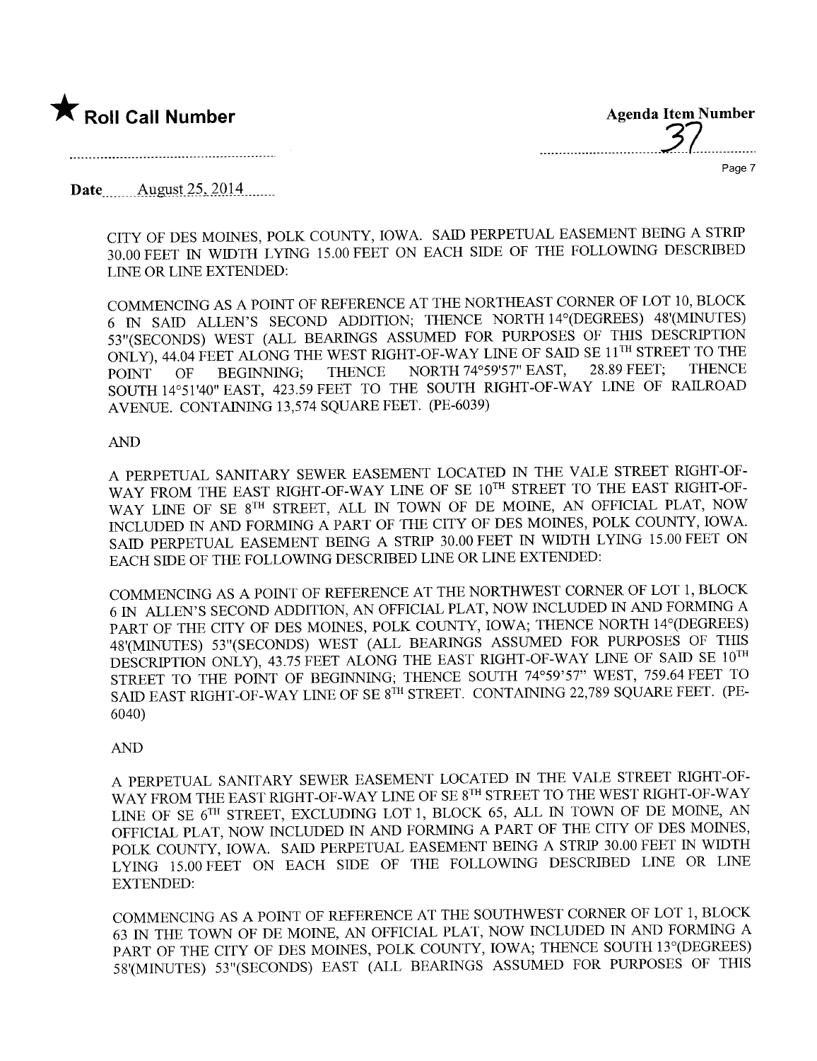CITY OF DES MOINES, POLK COUNTY, IOWA. SAID PERPETUAL EASEMENT BEING A STRIP 30.00 FEET IN WIDTH LYING 15.00 FEET ON EACH SIDE OF THE FOLLOWING DESCRIBED LINE OR LINE EXTENDED:

COMMENCING AS A POINT OF REFERENCE AT THE NORTHEAST CORNER OF LOT 10, BLOCK 6 IN SAID ALLEN'S SECOND ADDITION; THENCE NORTH 14°(DEGREES) 48'(MINUTES) 53"(SECONDS) WEST (ALL BEARINGS ASSUMED FOR PURPOSES OF THIS DESCRIPTION ONLY), 44.04 FEET ALONG THE WEST RIGHT-OF-WAY LINE OF SAID SE 11TH STREET TO THE POINT OF BEGINNING; THENCE NORTH 74°59'57" EAST, 28.89 FEET; THENCE SOUTH 14°51'40" EAST, 423.59 FEET TO THE SOUTH RIGHT-OF-WAY LINE OF RAILROAD AVENUE. CONTAINING 13,574 SQUARE FEET. (PE-6039)

AND

A PERPETUAL SANITARY SEWER EASEMENT LOCATED IN THE VALE STREET RIGHT-OF-WAY FROM THE EAST RIGHT-OF-WAY LINE OF SE 10TH STREET TO THE EAST RIGHT-OF-WAY LINE OF SE 8TH STREET, ALL IN TOWN OF DE MOINE, AN OFFICIAL PLAT, NOW INCLUDED IN AND FORMING A PART OF THE CITY OF DES MOINES, POLK COUNTY, IOWA. SAID PERPETUAL EASEMENT BEING A STRIP 30.00 FEET IN WIDTH LYING 15.00 FEET ON EACH SIDE OF THE FOLLOWING DESCRIBED LINE OR LINE EXTENDED:

COMMENCING AS A POINT OF REFERENCE AT THE NORTHWEST CORNER OF LOT 1, BLOCK 6 IN ALLEN'S SECOND ADDITION, AN OFFICIAL PLAT, NOW INCLUDED IN AND FORMING A PART OF THE CITY OF DES MOINES, POLK COUNTY, IOWA; THENCE NORTH 14°(DEGREES) 48'(MINUTES) 53"(SECONDS) WEST (ALL BEARINGS ASSUMED FOR PURPOSES OF THIS DESCRIPTION ONLY), 43.75 FEET ALONG THE EAST RIGHT-OF-WAY LINE OF SAID SE 10TH STREET TO THE POINT OF BEGINNING; THENCE SOUTH 74°59'57" WEST, 759.64 FEET TO SAID EAST RIGHT-OF-WAY LINE OF SE 8TH STREET. CONTAINING 22,789 SQUARE FEET. (PE-6040)

AND

A PERPETUAL SANITARY SEWER EASEMENT LOCATED IN THE VALE STREET RIGHT-OF-WAY FROM THE EAST RIGHT-OF-WAY LINE OF SE 8TH STREET TO THE WEST RIGHT-OF-WAY LINE OF SE 6TH STREET, EXCLUDING LOT 1, BLOCK 65, ALL IN TOWN OF DE MOINE, AN OFFICIAL PLAT, NOW INCLUDED IN AND FORMING A PART OF THE CITY OF DES MOINES, POLK COUNTY, IOWA. SAID PERPETUAL EASEMENT BEING A STRIP 30.00 FEET IN WIDTH LYING 15.00 FEET ON EACH SIDE OF THE FOLLOWING DESCRIBED LINE OR LINE EXTENDED:

COMMENCING AS A POINT OF REFERENCE AT THE SOUTHWEST CORNER OF LOT 1, BLOCK 63 IN THE TOWN OF DE MOINE, AN OFFICIAL PLAT, NOW INCLUDED IN AND FORMING A PART OF THE CITY OF DES MOINES, POLK COUNTY, IOWA; THENCE SOUTH 13°(DEGREES) 58'(MINUTES) 53"(SECONDS) EAST (ALL BEARINGS ASSUMED FOR PURPOSES OF THIS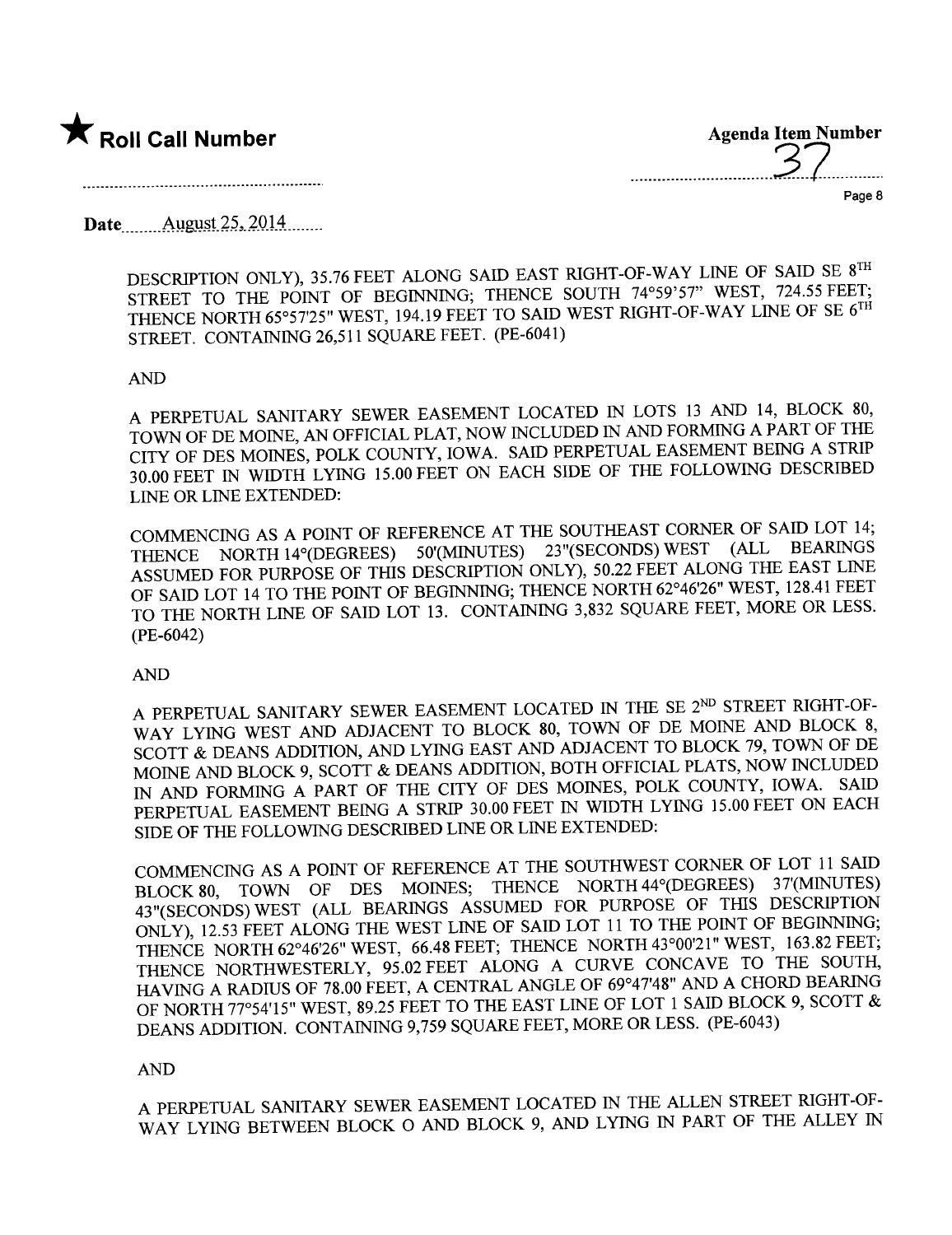★ **Roll Call Number**

**Agenda Item Number**
37

Date August 25, 2014

DESCRIPTION ONLY), 35.76 FEET ALONG SAID EAST RIGHT-OF-WAY LINE OF SAID SE 8TH STREET TO THE POINT OF BEGINNING; THENCE SOUTH 74°59'57" WEST, 724.55 FEET; THENCE NORTH 65°57'25" WEST, 194.19 FEET TO SAID WEST RIGHT-OF-WAY LINE OF SE 6TH STREET. CONTAINING 26,511 SQUARE FEET. (PE-6041)

AND

A PERPETUAL SANITARY SEWER EASEMENT LOCATED IN LOTS 13 AND 14, BLOCK 80, TOWN OF DE MOINE, AN OFFICIAL PLAT, NOW INCLUDED IN AND FORMING A PART OF THE CITY OF DES MOINES, POLK COUNTY, IOWA. SAID PERPETUAL EASEMENT BEING A STRIP 30.00 FEET IN WIDTH LYING 15.00 FEET ON EACH SIDE OF THE FOLLOWING DESCRIBED LINE OR LINE EXTENDED:

COMMENCING AS A POINT OF REFERENCE AT THE SOUTHEAST CORNER OF SAID LOT 14; THENCE NORTH 14°(DEGREES) 50'(MINUTES) 23"(SECONDS) WEST (ALL BEARINGS ASSUMED FOR PURPOSE OF THIS DESCRIPTION ONLY), 50.22 FEET ALONG THE EAST LINE OF SAID LOT 14 TO THE POINT OF BEGINNING; THENCE NORTH 62°46'26" WEST, 128.41 FEET TO THE NORTH LINE OF SAID LOT 13. CONTAINING 3,832 SQUARE FEET, MORE OR LESS. (PE-6042)

AND

A PERPETUAL SANITARY SEWER EASEMENT LOCATED IN THE SE 2ND STREET RIGHT-OF-WAY LYING WEST AND ADJACENT TO BLOCK 80, TOWN OF DE MOINE AND BLOCK 8, SCOTT & DEANS ADDITION, AND LYING EAST AND ADJACENT TO BLOCK 79, TOWN OF DE MOINE AND BLOCK 9, SCOTT & DEANS ADDITION, BOTH OFFICIAL PLATS, NOW INCLUDED IN AND FORMING A PART OF THE CITY OF DES MOINES, POLK COUNTY, IOWA. SAID PERPETUAL EASEMENT BEING A STRIP 30.00 FEET IN WIDTH LYING 15.00 FEET ON EACH SIDE OF THE FOLLOWING DESCRIBED LINE OR LINE EXTENDED:

COMMENCING AS A POINT OF REFERENCE AT THE SOUTHWEST CORNER OF LOT 11 SAID BLOCK 80, TOWN OF DES MOINES; THENCE NORTH 44°(DEGREES) 37'(MINUTES) 43"(SECONDS) WEST (ALL BEARINGS ASSUMED FOR PURPOSE OF THIS DESCRIPTION ONLY), 12.53 FEET ALONG THE WEST LINE OF SAID LOT 11 TO THE POINT OF BEGINNING; THENCE NORTH 62°46'26" WEST, 66.48 FEET; THENCE NORTH 43°00'21" WEST, 163.82 FEET; THENCE NORTHWESTERLY, 95.02 FEET ALONG A CURVE CONCAVE TO THE SOUTH, HAVING A RADIUS OF 78.00 FEET, A CENTRAL ANGLE OF 69°47'48" AND A CHORD BEARING OF NORTH 77°54'15" WEST, 89.25 FEET TO THE EAST LINE OF LOT 1 SAID BLOCK 9, SCOTT & DEANS ADDITION. CONTAINING 9,759 SQUARE FEET, MORE OR LESS. (PE-6043)

AND

A PERPETUAL SANITARY SEWER EASEMENT LOCATED IN THE ALLEN STREET RIGHT-OF-WAY LYING BETWEEN BLOCK O AND BLOCK 9, AND LYING IN PART OF THE ALLEY IN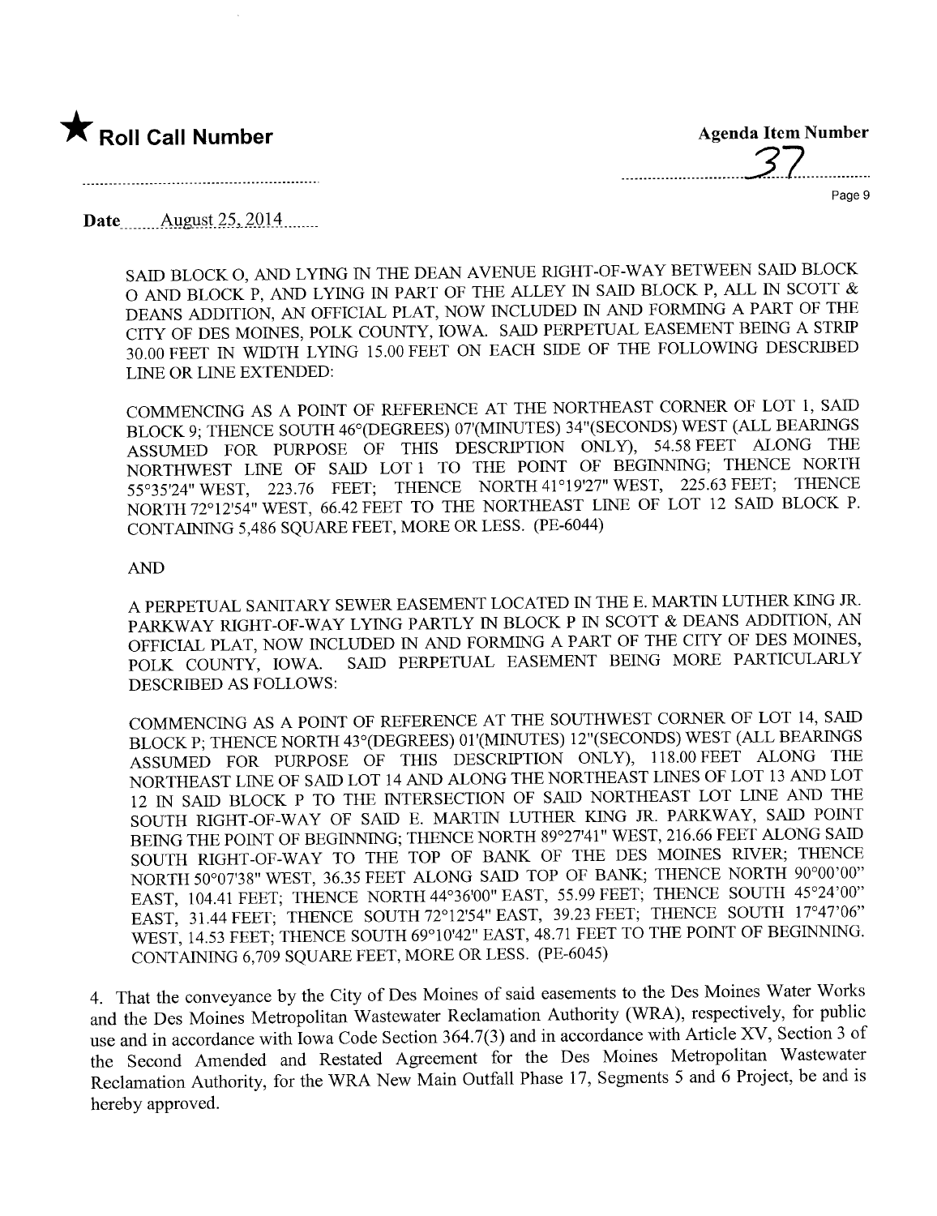★ **Roll Call Number**

**Agenda Item Number**

37

**Date** August 25, 2014

SAID BLOCK O, AND LYING IN THE DEAN AVENUE RIGHT-OF-WAY BETWEEN SAID BLOCK O AND BLOCK P, AND LYING IN PART OF THE ALLEY IN SAID BLOCK P, ALL IN SCOTT & DEANS ADDITION, AN OFFICIAL PLAT, NOW INCLUDED IN AND FORMING A PART OF THE CITY OF DES MOINES, POLK COUNTY, IOWA. SAID PERPETUAL EASEMENT BEING A STRIP 30.00 FEET IN WIDTH LYING 15.00 FEET ON EACH SIDE OF THE FOLLOWING DESCRIBED LINE OR LINE EXTENDED:

COMMENCING AS A POINT OF REFERENCE AT THE NORTHEAST CORNER OF LOT 1, SAID BLOCK 9; THENCE SOUTH 46°(DEGREES) 07'(MINUTES) 34"(SECONDS) WEST (ALL BEARINGS ASSUMED FOR PURPOSE OF THIS DESCRIPTION ONLY), 54.58 FEET ALONG THE NORTHWEST LINE OF SAID LOT 1 TO THE POINT OF BEGINNING; THENCE NORTH 55°35'24" WEST, 223.76 FEET; THENCE NORTH 41°19'27" WEST, 225.63 FEET; THENCE NORTH 72°12'54" WEST, 66.42 FEET TO THE NORTHEAST LINE OF LOT 12 SAID BLOCK P. CONTAINING 5,486 SQUARE FEET, MORE OR LESS. (PE-6044)

AND

A PERPETUAL SANITARY SEWER EASEMENT LOCATED IN THE E. MARTIN LUTHER KING JR. PARKWAY RIGHT-OF-WAY LYING PARTLY IN BLOCK P IN SCOTT & DEANS ADDITION, AN OFFICIAL PLAT, NOW INCLUDED IN AND FORMING A PART OF THE CITY OF DES MOINES, POLK COUNTY, IOWA. SAID PERPETUAL EASEMENT BEING MORE PARTICULARLY DESCRIBED AS FOLLOWS:

COMMENCING AS A POINT OF REFERENCE AT THE SOUTHWEST CORNER OF LOT 14, SAID BLOCK P; THENCE NORTH 43°(DEGREES) 01'(MINUTES) 12"(SECONDS) WEST (ALL BEARINGS ASSUMED FOR PURPOSE OF THIS DESCRIPTION ONLY), 118.00 FEET ALONG THE NORTHEAST LINE OF SAID LOT 14 AND ALONG THE NORTHEAST LINES OF LOT 13 AND LOT 12 IN SAID BLOCK P TO THE INTERSECTION OF SAID NORTHEAST LOT LINE AND THE SOUTH RIGHT-OF-WAY OF SAID E. MARTIN LUTHER KING JR. PARKWAY, SAID POINT BEING THE POINT OF BEGINNING; THENCE NORTH 89°27'41" WEST, 216.66 FEET ALONG SAID SOUTH RIGHT-OF-WAY TO THE TOP OF BANK OF THE DES MOINES RIVER; THENCE NORTH 50°07'38" WEST, 36.35 FEET ALONG SAID TOP OF BANK; THENCE NORTH 90°00'00" EAST, 104.41 FEET; THENCE NORTH 44°36'00" EAST, 55.99 FEET; THENCE SOUTH 45°24'00" EAST, 31.44 FEET; THENCE SOUTH 72°12'54" EAST, 39.23 FEET; THENCE SOUTH 17°47'06" WEST, 14.53 FEET; THENCE SOUTH 69°10'42" EAST, 48.71 FEET TO THE POINT OF BEGINNING. CONTAINING 6,709 SQUARE FEET, MORE OR LESS. (PE-6045)

4. That the conveyance by the City of Des Moines of said easements to the Des Moines Water Works and the Des Moines Metropolitan Wastewater Reclamation Authority (WRA), respectively, for public use and in accordance with Iowa Code Section 364.7(3) and in accordance with Article XV, Section 3 of the Second Amended and Restated Agreement for the Des Moines Metropolitan Wastewater Reclamation Authority, for the WRA New Main Outfall Phase 17, Segments 5 and 6 Project, be and is hereby approved.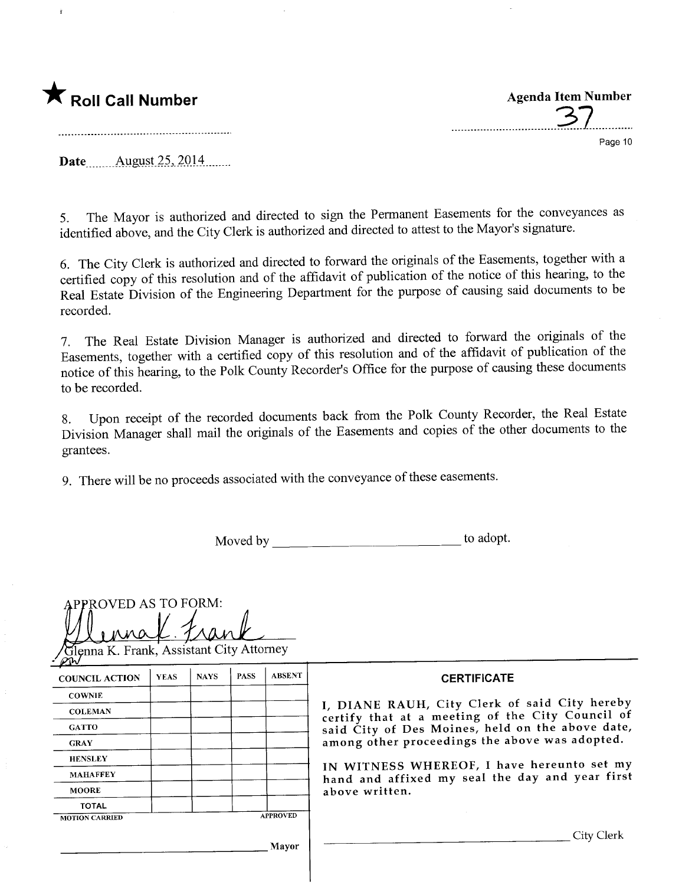★ **Roll Call Number**

..........................................................

**Agenda Item Number**

37

**Date** August 25, 2014

5. The Mayor is authorized and directed to sign the Permanent Easements for the conveyances as identified above, and the City Clerk is authorized and directed to attest to the Mayor's signature.

6. The City Clerk is authorized and directed to forward the originals of the Easements, together with a certified copy of this resolution and of the affidavit of publication of the notice of this hearing, to the Real Estate Division of the Engineering Department for the purpose of causing said documents to be recorded.

7. The Real Estate Division Manager is authorized and directed to forward the originals of the Easements, together with a certified copy of this resolution and of the affidavit of publication of the notice of this hearing, to the Polk County Recorder's Office for the purpose of causing these documents to be recorded.

8. Upon receipt of the recorded documents back from the Polk County Recorder, the Real Estate Division Manager shall mail the originals of the Easements and copies of the other documents to the grantees.

9. There will be no proceeds associated with the conveyance of these easements.

Moved by ______________________________ to adopt.

APPROVED AS TO FORM:

Glenna K. Frank, Assistant City Attorney

| COUNCIL ACTION | YEAS | NAYS | PASS | ABSENT |
|---|---|---|---|---|
| COWNIE | | | | |
| COLEMAN | | | | |
| GATTO | | | | |
| GRAY | | | | |
| HENSLEY | | | | |
| MAHAFFEY | | | | |
| MOORE | | | | |
| TOTAL | | | | |
| MOTION CARRIED | | | | APPROVED |

______________________________ Mayor

**CERTIFICATE**

I, DIANE RAUH, City Clerk of said City hereby certify that at a meeting of the City Council of said City of Des Moines, held on the above date, among other proceedings the above was adopted.

IN WITNESS WHEREOF, I have hereunto set my hand and affixed my seal the day and year first above written.

______________________________ City Clerk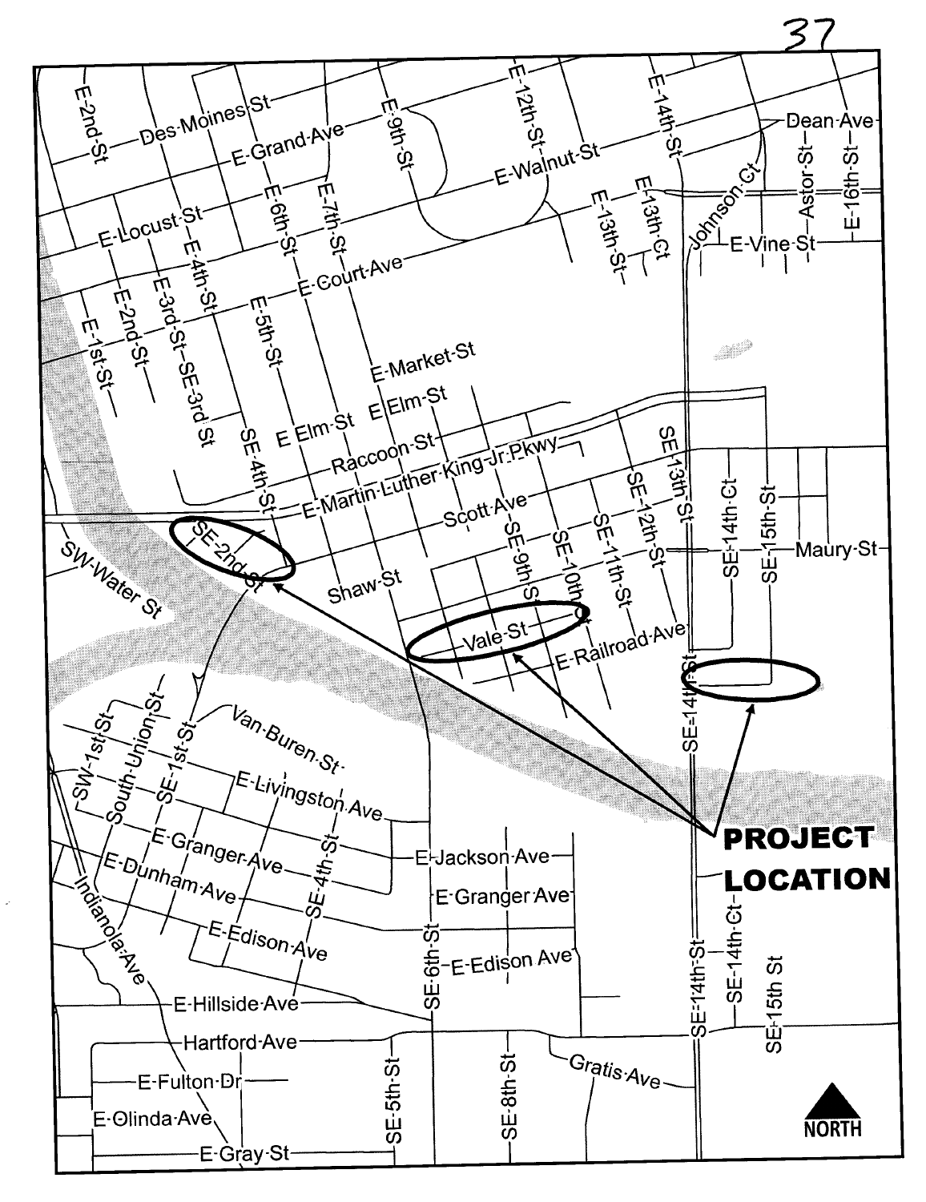E-2nd-St
Des-Moines-St
E-Grand-Ave
E-9th-St
E-12th-St
E-14th-St
Dean-Ave
E-Walnut-St
Johnson-Ct
Astor-St
E-16th-St
E-Locust-St
E-6th-St
E-7th-St
E-13th-St
E-13th-Ct
E-Vine-St
E-4th-St
E-Court-Ave
E-2nd-St
E-3rd-St
E-1st-St
SE-3rd St
E-5th-St
E-Market-St
E Elm-St
E Elm-St
SE 13th St
Raccoon-St
E-Martin-Luther-King-Jr-Pkwy
SE-4th-St
Scott-Ave
SE-12th-St
SE-14th-Ct
SE-15th-St
SE-9th-St
SE-10th-St
SE-11th-St
Maury-St
SE-2nd-St
SW-Water St
Shaw-St
Vale-St
E-Railroad-Ave
SE-14th-St
SW-1st-St
South-Union-St
SE-1st-St
Van-Buren-St
E-Livingston-Ave
E-Granger-Ave
SE-4th-St
E-Jackson-Ave
E-Dunham-Ave
E-Granger-Ave
Indianola-Ave
E-Edison-Ave
SE-6th-St
E-Edison Ave
SE-14th-St
SE-14th-Ct
SE-15th St
E-Hillside-Ave
Hartford-Ave
SE-5th-St
SE-8th-St
Gratis-Ave
E-Fulton-Dr
E-Olinda-Ave
E-Gray-St

**PROJECT LOCATION**

NORTH